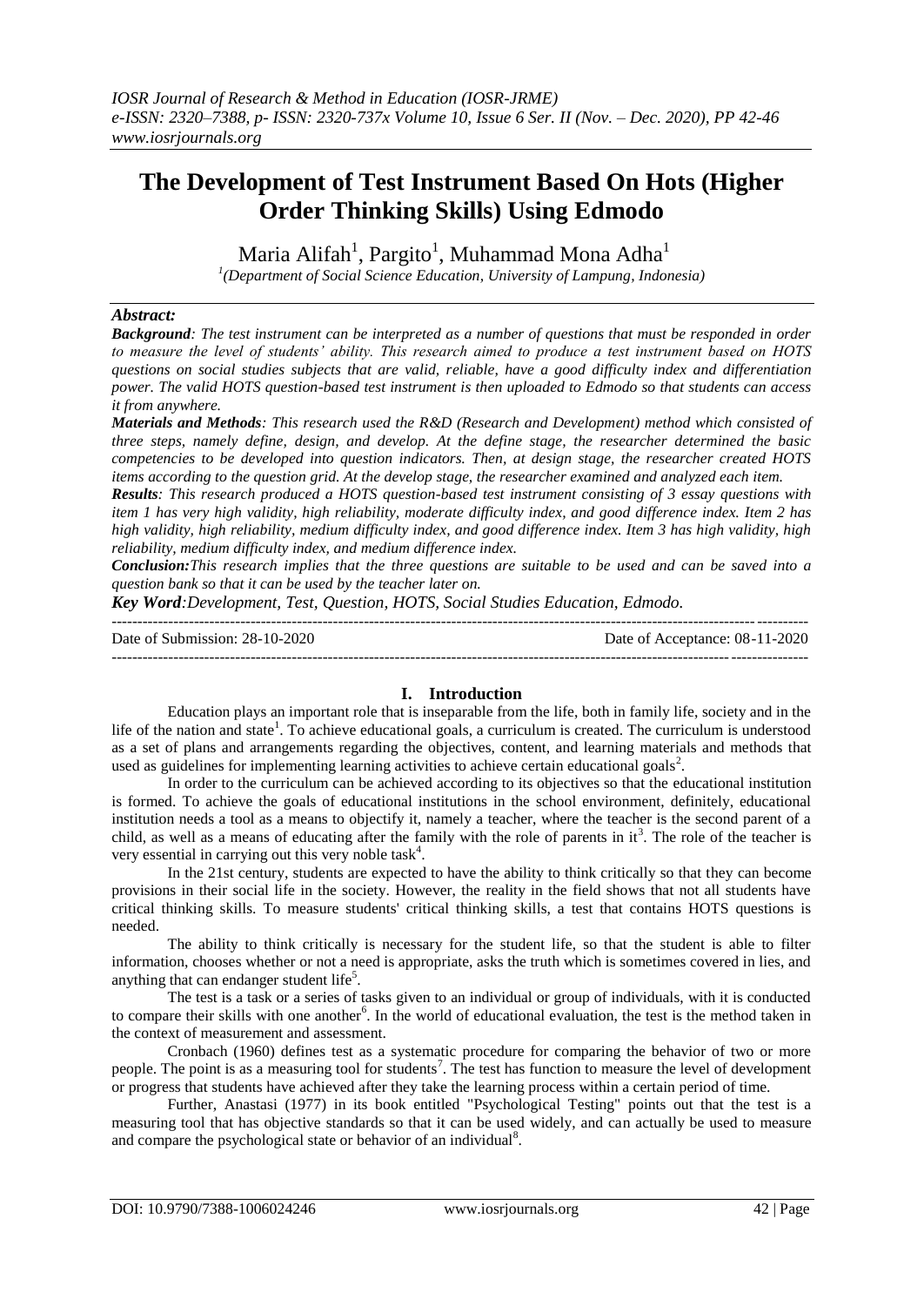# The Development of Test Instrument Based On Hots (Higher Order Thinking Skills) Using Edmodo

Maria Alifah[1], Pargito[1], Muhammad Mona Adha[1]

[1](Department of Social Science Education, University of Lampung, Indonesia)

***Abstract:***

***Background**: The test instrument can be interpreted as a number of questions that must be responded in order to measure the level of students' ability. This research aimed to produce a test instrument based on HOTS questions on social studies subjects that are valid, reliable, have a good difficulty index and differentiation power. The valid HOTS question-based test instrument is then uploaded to Edmodo so that students can access it from anywhere.*

***Materials and Methods**: This research used the R&D (Research and Development) method which consisted of three steps, namely define, design, and develop. At the define stage, the researcher determined the basic competencies to be developed into question indicators. Then, at design stage, the researcher created HOTS items according to the question grid. At the develop stage, the researcher examined and analyzed each item.*

***Results**: This research produced a HOTS question-based test instrument consisting of 3 essay questions with item 1 has very high validity, high reliability, moderate difficulty index, and good difference index. Item 2 has high validity, high reliability, medium difficulty index, and good difference index. Item 3 has high validity, high reliability, medium difficulty index, and medium difference index.*

***Conclusion:**This research implies that the three questions are suitable to be used and can be saved into a question bank so that it can be used by the teacher later on.*

***Key Word**:Development, Test, Question, HOTS, Social Studies Education, Edmodo.*

---

Date of Submission: 28-10-2020 Date of Acceptance: 08-11-2020

---

## I. Introduction

Education plays an important role that is inseparable from the life, both in family life, society and in the life of the nation and state[1]. To achieve educational goals, a curriculum is created. The curriculum is understood as a set of plans and arrangements regarding the objectives, content, and learning materials and methods that used as guidelines for implementing learning activities to achieve certain educational goals[2].

In order to the curriculum can be achieved according to its objectives so that the educational institution is formed. To achieve the goals of educational institutions in the school environment, definitely, educational institution needs a tool as a means to objectify it, namely a teacher, where the teacher is the second parent of a child, as well as a means of educating after the family with the role of parents in it[3]. The role of the teacher is very essential in carrying out this very noble task[4].

In the 21st century, students are expected to have the ability to think critically so that they can become provisions in their social life in the society. However, the reality in the field shows that not all students have critical thinking skills. To measure students' critical thinking skills, a test that contains HOTS questions is needed.

The ability to think critically is necessary for the student life, so that the student is able to filter information, chooses whether or not a need is appropriate, asks the truth which is sometimes covered in lies, and anything that can endanger student life[5].

The test is a task or a series of tasks given to an individual or group of individuals, with it is conducted to compare their skills with one another[6]. In the world of educational evaluation, the test is the method taken in the context of measurement and assessment.

Cronbach (1960) defines test as a systematic procedure for comparing the behavior of two or more people. The point is as a measuring tool for students[7]. The test has function to measure the level of development or progress that students have achieved after they take the learning process within a certain period of time.

Further, Anastasi (1977) in its book entitled "Psychological Testing" points out that the test is a measuring tool that has objective standards so that it can be used widely, and can actually be used to measure and compare the psychological state or behavior of an individual[8].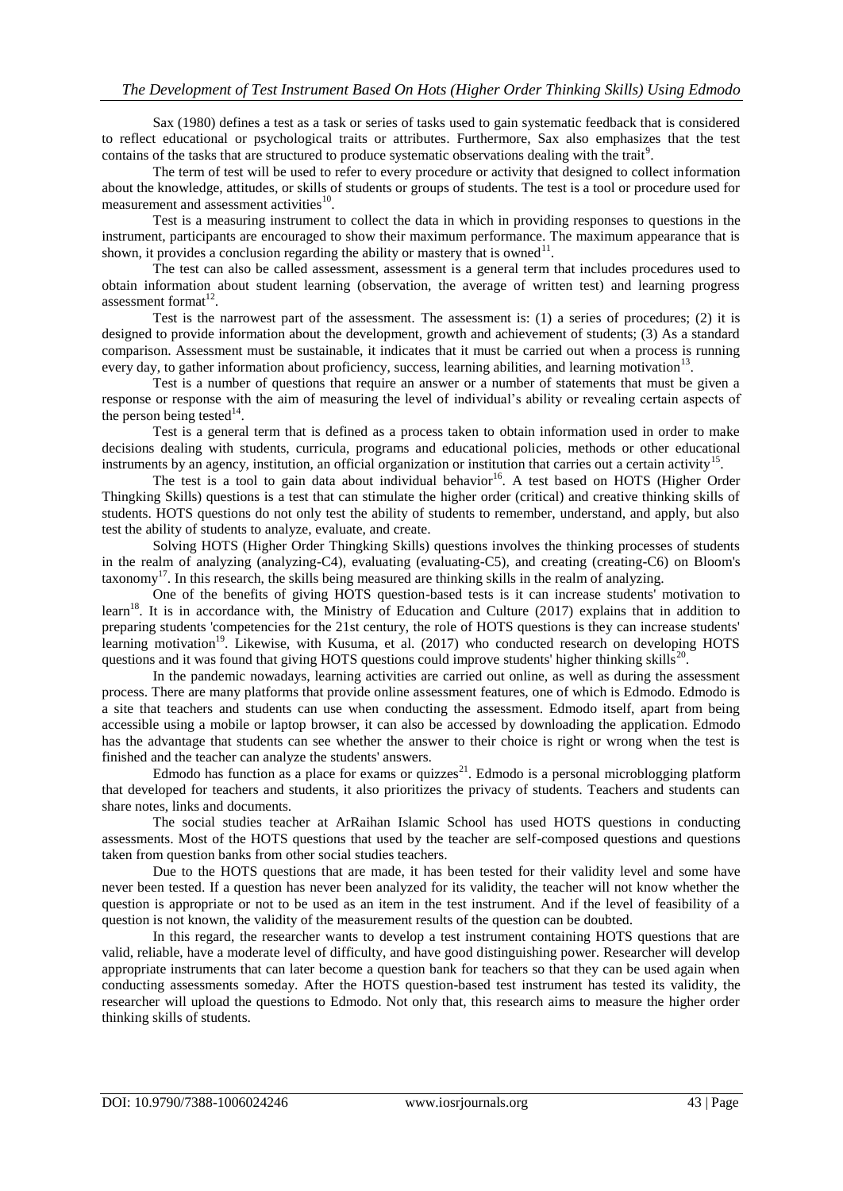Sax (1980) defines a test as a task or series of tasks used to gain systematic feedback that is considered to reflect educational or psychological traits or attributes. Furthermore, Sax also emphasizes that the test contains of the tasks that are structured to produce systematic observations dealing with the trait[9].

The term of test will be used to refer to every procedure or activity that designed to collect information about the knowledge, attitudes, or skills of students or groups of students. The test is a tool or procedure used for measurement and assessment activities[10].

Test is a measuring instrument to collect the data in which in providing responses to questions in the instrument, participants are encouraged to show their maximum performance. The maximum appearance that is shown, it provides a conclusion regarding the ability or mastery that is owned[11].

The test can also be called assessment, assessment is a general term that includes procedures used to obtain information about student learning (observation, the average of written test) and learning progress assessment format[12].

Test is the narrowest part of the assessment. The assessment is: (1) a series of procedures; (2) it is designed to provide information about the development, growth and achievement of students; (3) As a standard comparison. Assessment must be sustainable, it indicates that it must be carried out when a process is running every day, to gather information about proficiency, success, learning abilities, and learning motivation[13].

Test is a number of questions that require an answer or a number of statements that must be given a response or response with the aim of measuring the level of individual's ability or revealing certain aspects of the person being tested[14].

Test is a general term that is defined as a process taken to obtain information used in order to make decisions dealing with students, curricula, programs and educational policies, methods or other educational instruments by an agency, institution, an official organization or institution that carries out a certain activity[15].

The test is a tool to gain data about individual behavior[16]. A test based on HOTS (Higher Order Thingking Skills) questions is a test that can stimulate the higher order (critical) and creative thinking skills of students. HOTS questions do not only test the ability of students to remember, understand, and apply, but also test the ability of students to analyze, evaluate, and create.

Solving HOTS (Higher Order Thingking Skills) questions involves the thinking processes of students in the realm of analyzing (analyzing-C4), evaluating (evaluating-C5), and creating (creating-C6) on Bloom's taxonomy[17]. In this research, the skills being measured are thinking skills in the realm of analyzing.

One of the benefits of giving HOTS question-based tests is it can increase students' motivation to learn[18]. It is in accordance with, the Ministry of Education and Culture (2017) explains that in addition to preparing students 'competencies for the 21st century, the role of HOTS questions is they can increase students' learning motivation[19]. Likewise, with Kusuma, et al. (2017) who conducted research on developing HOTS questions and it was found that giving HOTS questions could improve students' higher thinking skills[20].

In the pandemic nowadays, learning activities are carried out online, as well as during the assessment process. There are many platforms that provide online assessment features, one of which is Edmodo. Edmodo is a site that teachers and students can use when conducting the assessment. Edmodo itself, apart from being accessible using a mobile or laptop browser, it can also be accessed by downloading the application. Edmodo has the advantage that students can see whether the answer to their choice is right or wrong when the test is finished and the teacher can analyze the students' answers.

Edmodo has function as a place for exams or quizzes[21]. Edmodo is a personal microblogging platform that developed for teachers and students, it also prioritizes the privacy of students. Teachers and students can share notes, links and documents.

The social studies teacher at ArRaihan Islamic School has used HOTS questions in conducting assessments. Most of the HOTS questions that used by the teacher are self-composed questions and questions taken from question banks from other social studies teachers.

Due to the HOTS questions that are made, it has been tested for their validity level and some have never been tested. If a question has never been analyzed for its validity, the teacher will not know whether the question is appropriate or not to be used as an item in the test instrument. And if the level of feasibility of a question is not known, the validity of the measurement results of the question can be doubted.

In this regard, the researcher wants to develop a test instrument containing HOTS questions that are valid, reliable, have a moderate level of difficulty, and have good distinguishing power. Researcher will develop appropriate instruments that can later become a question bank for teachers so that they can be used again when conducting assessments someday. After the HOTS question-based test instrument has tested its validity, the researcher will upload the questions to Edmodo. Not only that, this research aims to measure the higher order thinking skills of students.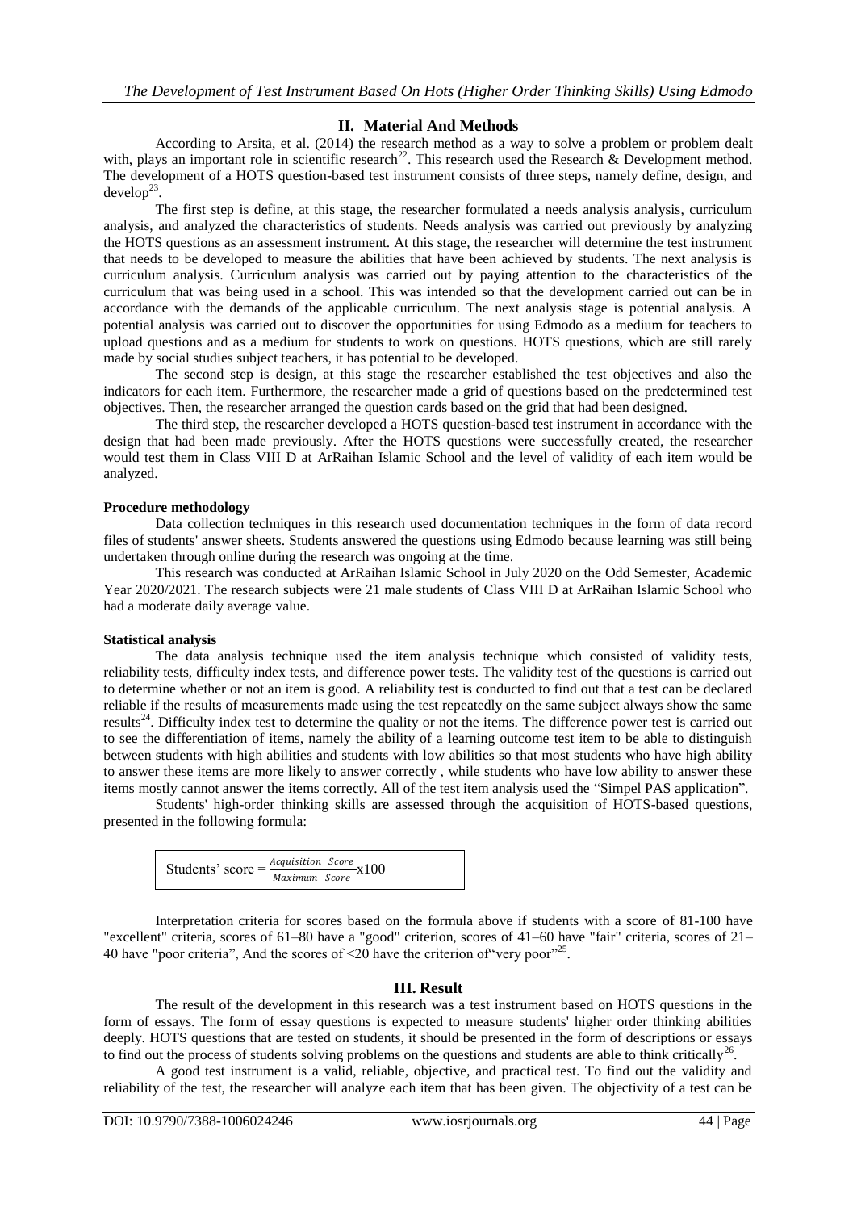## II. Material And Methods

According to Arsita, et al. (2014) the research method as a way to solve a problem or problem dealt with, plays an important role in scientific research[22]. This research used the Research & Development method. The development of a HOTS question-based test instrument consists of three steps, namely define, design, and develop[23].

The first step is define, at this stage, the researcher formulated a needs analysis analysis, curriculum analysis, and analyzed the characteristics of students. Needs analysis was carried out previously by analyzing the HOTS questions as an assessment instrument. At this stage, the researcher will determine the test instrument that needs to be developed to measure the abilities that have been achieved by students. The next analysis is curriculum analysis. Curriculum analysis was carried out by paying attention to the characteristics of the curriculum that was being used in a school. This was intended so that the development carried out can be in accordance with the demands of the applicable curriculum. The next analysis stage is potential analysis. A potential analysis was carried out to discover the opportunities for using Edmodo as a medium for teachers to upload questions and as a medium for students to work on questions. HOTS questions, which are still rarely made by social studies subject teachers, it has potential to be developed.

The second step is design, at this stage the researcher established the test objectives and also the indicators for each item. Furthermore, the researcher made a grid of questions based on the predetermined test objectives. Then, the researcher arranged the question cards based on the grid that had been designed.

The third step, the researcher developed a HOTS question-based test instrument in accordance with the design that had been made previously. After the HOTS questions were successfully created, the researcher would test them in Class VIII D at ArRaihan Islamic School and the level of validity of each item would be analyzed.

### Procedure methodology

Data collection techniques in this research used documentation techniques in the form of data record files of students' answer sheets. Students answered the questions using Edmodo because learning was still being undertaken through online during the research was ongoing at the time.

This research was conducted at ArRaihan Islamic School in July 2020 on the Odd Semester, Academic Year 2020/2021. The research subjects were 21 male students of Class VIII D at ArRaihan Islamic School who had a moderate daily average value.

### Statistical analysis

The data analysis technique used the item analysis technique which consisted of validity tests, reliability tests, difficulty index tests, and difference power tests. The validity test of the questions is carried out to determine whether or not an item is good. A reliability test is conducted to find out that a test can be declared reliable if the results of measurements made using the test repeatedly on the same subject always show the same results[24]. Difficulty index test to determine the quality or not the items. The difference power test is carried out to see the differentiation of items, namely the ability of a learning outcome test item to be able to distinguish between students with high abilities and students with low abilities so that most students who have high ability to answer these items are more likely to answer correctly , while students who have low ability to answer these items mostly cannot answer the items correctly. All of the test item analysis used the "Simpel PAS application".

Students' high-order thinking skills are assessed through the acquisition of HOTS-based questions, presented in the following formula:

$$\text{Students' score} = \frac{\text{Acquisition Score}}{\text{Maximum Score}} \text{x} 100$$

Interpretation criteria for scores based on the formula above if students with a score of 81-100 have "excellent" criteria, scores of 61–80 have a "good" criterion, scores of 41–60 have "fair" criteria, scores of 21–40 have "poor criteria", And the scores of <20 have the criterion of"very poor"[25].

## III. Result

The result of the development in this research was a test instrument based on HOTS questions in the form of essays. The form of essay questions is expected to measure students' higher order thinking abilities deeply. HOTS questions that are tested on students, it should be presented in the form of descriptions or essays to find out the process of students solving problems on the questions and students are able to think critically[26].

A good test instrument is a valid, reliable, objective, and practical test. To find out the validity and reliability of the test, the researcher will analyze each item that has been given. The objectivity of a test can be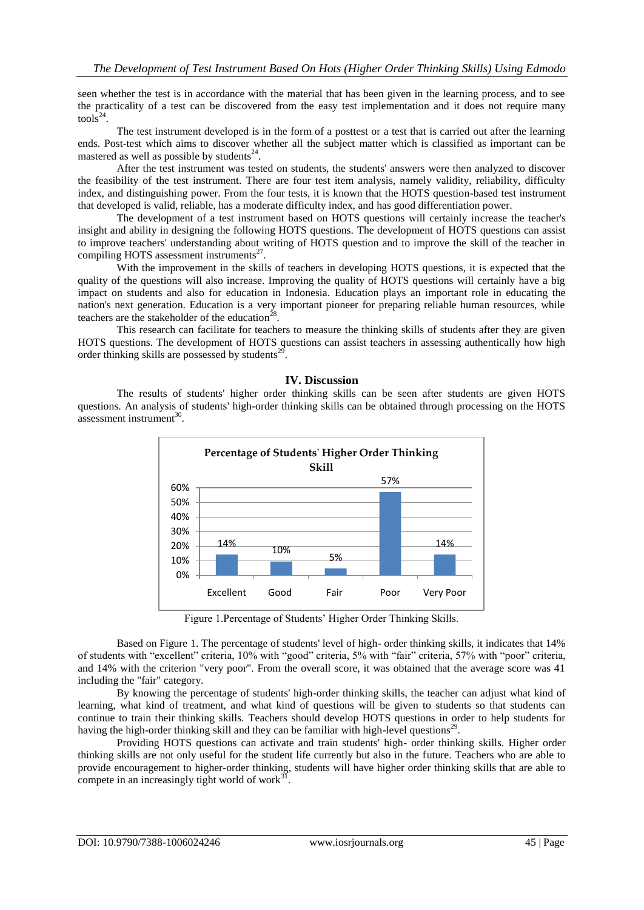seen whether the test is in accordance with the material that has been given in the learning process, and to see the practicality of a test can be discovered from the easy test implementation and it does not require many tools[24].

The test instrument developed is in the form of a posttest or a test that is carried out after the learning ends. Post-test which aims to discover whether all the subject matter which is classified as important can be mastered as well as possible by students[24].

After the test instrument was tested on students, the students' answers were then analyzed to discover the feasibility of the test instrument. There are four test item analysis, namely validity, reliability, difficulty index, and distinguishing power. From the four tests, it is known that the HOTS question-based test instrument that developed is valid, reliable, has a moderate difficulty index, and has good differentiation power.

The development of a test instrument based on HOTS questions will certainly increase the teacher's insight and ability in designing the following HOTS questions. The development of HOTS questions can assist to improve teachers' understanding about writing of HOTS question and to improve the skill of the teacher in compiling HOTS assessment instruments[27].

With the improvement in the skills of teachers in developing HOTS questions, it is expected that the quality of the questions will also increase. Improving the quality of HOTS questions will certainly have a big impact on students and also for education in Indonesia. Education plays an important role in educating the nation's next generation. Education is a very important pioneer for preparing reliable human resources, while teachers are the stakeholder of the education[28].

This research can facilitate for teachers to measure the thinking skills of students after they are given HOTS questions. The development of HOTS questions can assist teachers in assessing authentically how high order thinking skills are possessed by students[29].

## IV. Discussion

The results of students' higher order thinking skills can be seen after students are given HOTS questions. An analysis of students' high-order thinking skills can be obtained through processing on the HOTS assessment instrument[30].

**Percentage of Students' Higher Order Thinking Skill**

| Criteria | Percentage |
|---|---|
| Excellent | 14% |
| Good | 10% |
| Fair | 5% |
| Poor | 57% |
| Very Poor | 14% |

Figure 1.Percentage of Students' Higher Order Thinking Skills.

Based on Figure 1. The percentage of students' level of high- order thinking skills, it indicates that 14% of students with "excellent" criteria, 10% with "good" criteria, 5% with "fair" criteria, 57% with "poor" criteria, and 14% with the criterion "very poor". From the overall score, it was obtained that the average score was 41 including the "fair" category.

By knowing the percentage of students' high-order thinking skills, the teacher can adjust what kind of learning, what kind of treatment, and what kind of questions will be given to students so that students can continue to train their thinking skills. Teachers should develop HOTS questions in order to help students for having the high-order thinking skill and they can be familiar with high-level questions[29].

Providing HOTS questions can activate and train students' high- order thinking skills. Higher order thinking skills are not only useful for the student life currently but also in the future. Teachers who are able to provide encouragement to higher-order thinking, students will have higher order thinking skills that are able to compete in an increasingly tight world of work[31].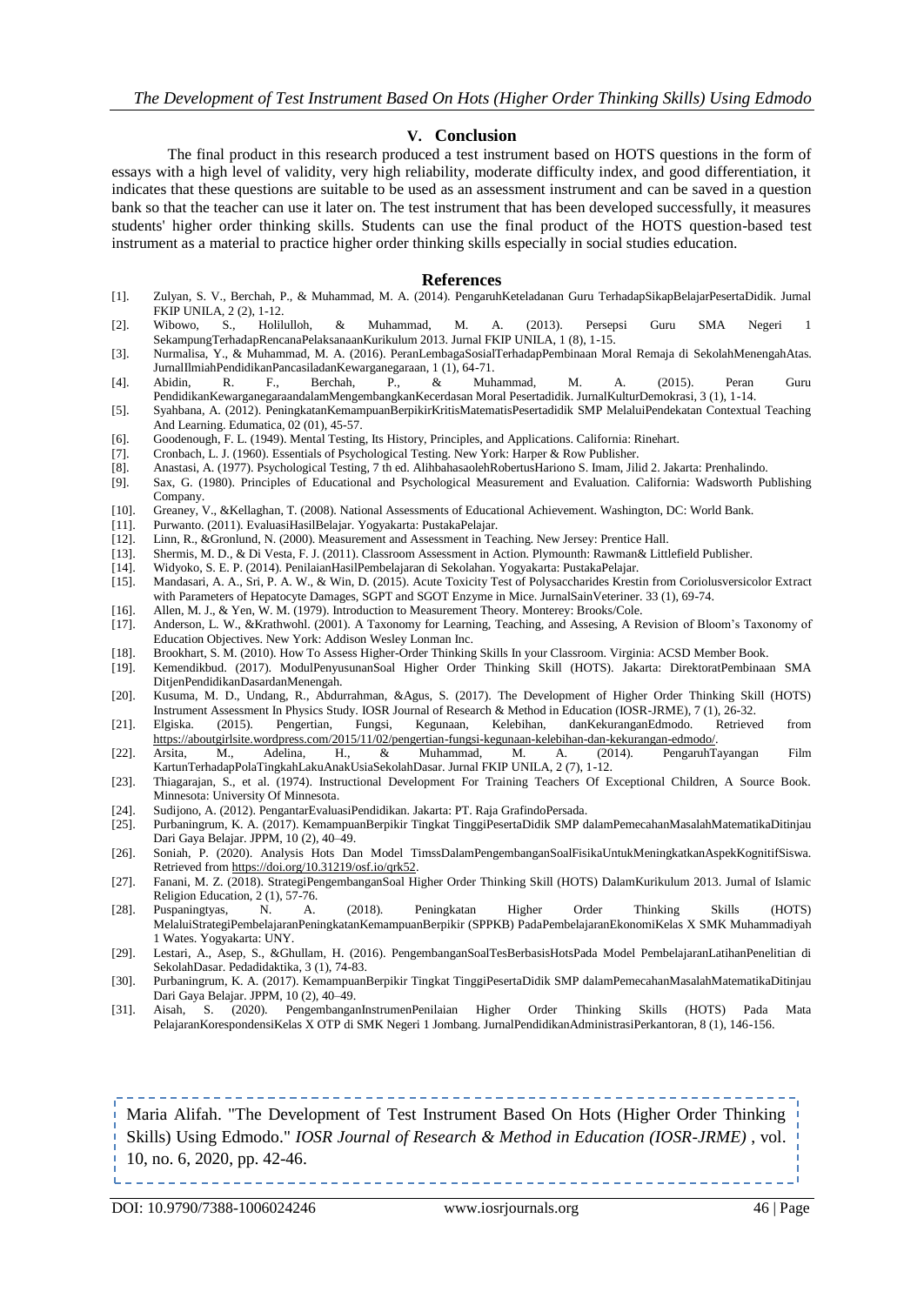## V. Conclusion

The final product in this research produced a test instrument based on HOTS questions in the form of essays with a high level of validity, very high reliability, moderate difficulty index, and good differentiation, it indicates that these questions are suitable to be used as an assessment instrument and can be saved in a question bank so that the teacher can use it later on. The test instrument that has been developed successfully, it measures students' higher order thinking skills. Students can use the final product of the HOTS question-based test instrument as a material to practice higher order thinking skills especially in social studies education.

## References

[1]. Zulyan, S. V., Berchah, P., & Muhammad, M. A. (2014). PengaruhKeteladanan Guru TerhadapSikapBelajarPesertaDidik. Jurnal FKIP UNILA, 2 (2), 1-12.

[2]. Wibowo, S., Holilulloh, & Muhammad, M. A. (2013). Persepsi Guru SMA Negeri 1 SekampungTerhadapRencanaPelaksanaanKurikulum 2013. Jurnal FKIP UNILA, 1 (8), 1-15.

[3]. Nurmalisa, Y., & Muhammad, M. A. (2016). PeranLembagaSosialTerhadapPembinaan Moral Remaja di SekolahMenengahAtas. JurnalIlmiahPendidikanPancasiladanKewarganegaraan, 1 (1), 64-71.

[4]. Abidin, R. F., Berchah, P., & Muhammad, M. A. (2015). Peran Guru PendidikanKewarganegaraandalamMengembangkanKecerdasan Moral Pesertadidik. JurnalKulturDemokrasi, 3 (1), 1-14.

[5]. Syahbana, A. (2012). PeningkatanKemampuanBerpikirKritisMatematisPesertadidik SMP MelaluiPendekatan Contextual Teaching And Learning. Edumatica, 02 (01), 45-57.

[6]. Goodenough, F. L. (1949). Mental Testing, Its History, Principles, and Applications. California: Rinehart.

[7]. Cronbach, L. J. (1960). Essentials of Psychological Testing. New York: Harper & Row Publisher.

[8]. Anastasi, A. (1977). Psychological Testing, 7 th ed. AlihbahasaolehRobertusHariono S. Imam, Jilid 2. Jakarta: Prenhalindo.

[9]. Sax, G. (1980). Principles of Educational and Psychological Measurement and Evaluation. California: Wadsworth Publishing Company.

[10]. Greaney, V., &Kellaghan, T. (2008). National Assessments of Educational Achievement. Washington, DC: World Bank.

[11]. Purwanto. (2011). EvaluasiHasilBelajar. Yogyakarta: PustakaPelajar.

[12]. Linn, R., &Gronlund, N. (2000). Measurement and Assessment in Teaching. New Jersey: Prentice Hall.

[13]. Shermis, M. D., & Di Vesta, F. J. (2011). Classroom Assessment in Action. Plymounth: Rawman& Littlefield Publisher.

[14]. Widyoko, S. E. P. (2014). PenilaianHasilPembelajaran di Sekolahan. Yogyakarta: PustakaPelajar.

[15]. Mandasari, A. A., Sri, P. A. W., & Win, D. (2015). Acute Toxicity Test of Polysaccharides Krestin from Coriolusversicolor Extract with Parameters of Hepatocyte Damages, SGPT and SGOT Enzyme in Mice. JurnalSainVeteriner. 33 (1), 69-74.

[16]. Allen, M. J., & Yen, W. M. (1979). Introduction to Measurement Theory. Monterey: Brooks/Cole.

[17]. Anderson, L. W., &Krathwohl. (2001). A Taxonomy for Learning, Teaching, and Assesing, A Revision of Bloom's Taxonomy of Education Objectives. New York: Addison Wesley Lonman Inc.

[18]. Brookhart, S. M. (2010). How To Assess Higher-Order Thinking Skills In your Classroom. Virginia: ACSD Member Book.

[19]. Kemendikbud. (2017). ModulPenyusunanSoal Higher Order Thinking Skill (HOTS). Jakarta: DirektoratPembinaan SMA DitjenPendidikanDasardanMenengah.

[20]. Kusuma, M. D., Undang, R., Abdurrahman, &Agus, S. (2017). The Development of Higher Order Thinking Skill (HOTS) Instrument Assessment In Physics Study. IOSR Journal of Research & Method in Education (IOSR-JRME), 7 (1), 26-32.

[21]. Elgiska. (2015). Pengertian, Fungsi, Kegunaan, Kelebihan, danKekuranganEdmodo. Retrieved from https://aboutgirlsite.wordpress.com/2015/11/02/pengertian-fungsi-kegunaan-kelebihan-dan-kekurangan-edmodo/.

[22]. Arsita, M., Adelina, H., & Muhammad, M. A. (2014). PengaruhTayangan Film KartunTerhadapPolaTingkahLakuAnakUsiaSekolahDasar. Jurnal FKIP UNILA, 2 (7), 1-12.

[23]. Thiagarajan, S., et al. (1974). Instructional Development For Training Teachers Of Exceptional Children, A Source Book. Minnesota: University Of Minnesota.

[24]. Sudijono, A. (2012). PengantarEvaluasiPendidikan. Jakarta: PT. Raja GrafindoPersada.

[25]. Purbaningrum, K. A. (2017). KemampuanBerpikir Tingkat TinggiPesertaDidik SMP dalamPemecahanMasalahMatematikaDitinjau Dari Gaya Belajar. JPPM, 10 (2), 40–49.

[26]. Soniah, P. (2020). Analysis Hots Dan Model TimssDalamPengembanganSoalFisikaUntukMeningkatkanAspekKognitifSiswa. Retrieved from https://doi.org/10.31219/osf.io/qrk52.

[27]. Fanani, M. Z. (2018). StrategiPengembanganSoal Higher Order Thinking Skill (HOTS) DalamKurikulum 2013. Jurnal of Islamic Religion Education, 2 (1), 57-76.

[28]. Puspaningtyas, N. A. (2018). Peningkatan Higher Order Thinking Skills (HOTS) MelaluiStrategiPembelajaranPeningkatanKemampuanBerpikir (SPPKB) PadaPembelajaranEkonomiKelas X SMK Muhammadiyah 1 Wates. Yogyakarta: UNY.

[29]. Lestari, A., Asep, S., &Ghullam, H. (2016). PengembanganSoalTesBerbasisHotsPada Model PembelajaranLatihanPenelitian di SekolahDasar. Pedadidaktika, 3 (1), 74-83.

[30]. Purbaningrum, K. A. (2017). KemampuanBerpikir Tingkat TinggiPesertaDidik SMP dalamPemecahanMasalahMatematikaDitinjau Dari Gaya Belajar. JPPM, 10 (2), 40–49.

[31]. Aisah, S. (2020). PengembanganInstrumenPenilaian Higher Order Thinking Skills (HOTS) Pada Mata PelajaranKorespondensiKelas X OTP di SMK Negeri 1 Jombang. JurnalPendidikanAdministrasiPerkantoran, 8 (1), 146-156.

Maria Alifah. "The Development of Test Instrument Based On Hots (Higher Order Thinking Skills) Using Edmodo." *IOSR Journal of Research & Method in Education (IOSR-JRME)* , vol. 10, no. 6, 2020, pp. 42-46.